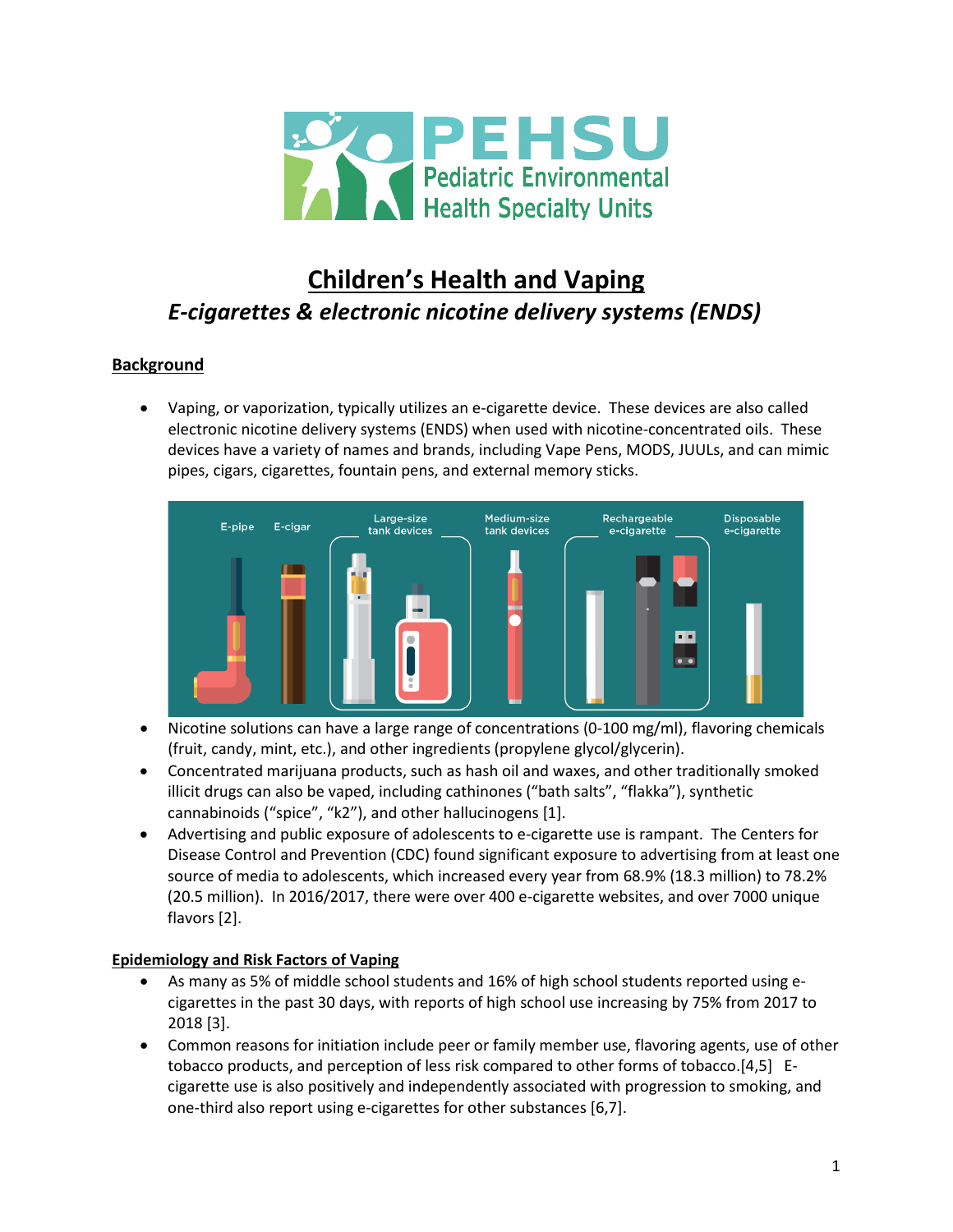# Children's Health and Vaping

## *E-cigarettes & electronic nicotine delivery systems (ENDS)*

### Background

- Vaping, or vaporization, typically utilizes an e-cigarette device. These devices are also called electronic nicotine delivery systems (ENDS) when used with nicotine-concentrated oils. These devices have a variety of names and brands, including Vape Pens, MODS, JUULs, and can mimic pipes, cigars, cigarettes, fountain pens, and external memory sticks.
- Nicotine solutions can have a large range of concentrations (0-100 mg/ml), flavoring chemicals (fruit, candy, mint, etc.), and other ingredients (propylene glycol/glycerin).
- Concentrated marijuana products, such as hash oil and waxes, and other traditionally smoked illicit drugs can also be vaped, including cathinones ("bath salts", "flakka"), synthetic cannabinoids ("spice", "k2"), and other hallucinogens [1].
- Advertising and public exposure of adolescents to e-cigarette use is rampant. The Centers for Disease Control and Prevention (CDC) found significant exposure to advertising from at least one source of media to adolescents, which increased every year from 68.9% (18.3 million) to 78.2% (20.5 million). In 2016/2017, there were over 400 e-cigarette websites, and over 7000 unique flavors [2].

### Epidemiology and Risk Factors of Vaping

- As many as 5% of middle school students and 16% of high school students reported using e-cigarettes in the past 30 days, with reports of high school use increasing by 75% from 2017 to 2018 [3].
- Common reasons for initiation include peer or family member use, flavoring agents, use of other tobacco products, and perception of less risk compared to other forms of tobacco.[4,5] E-cigarette use is also positively and independently associated with progression to smoking, and one-third also report using e-cigarettes for other substances [6,7].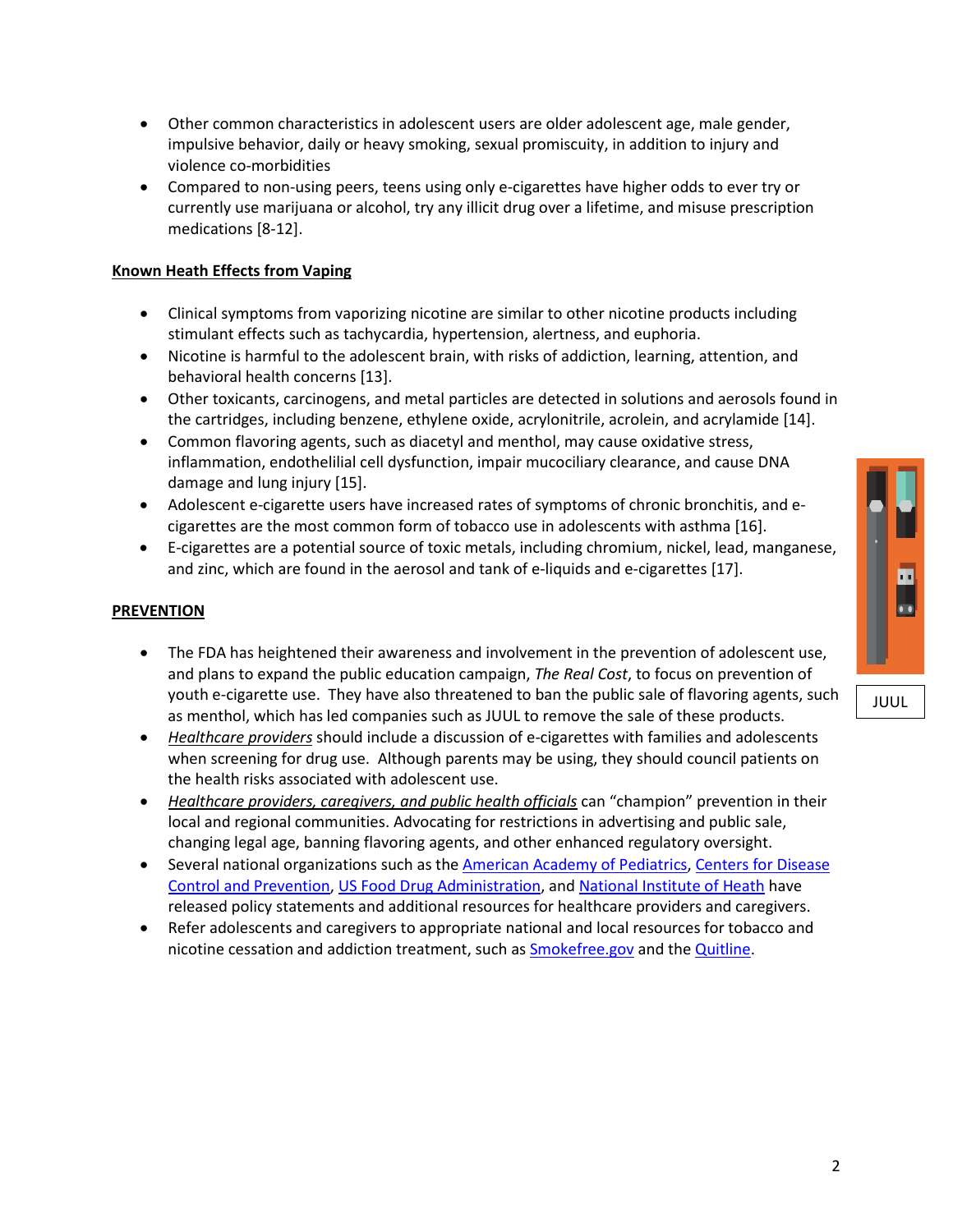- Other common characteristics in adolescent users are older adolescent age, male gender, impulsive behavior, daily or heavy smoking, sexual promiscuity, in addition to injury and violence co-morbidities
- Compared to non-using peers, teens using only e-cigarettes have higher odds to ever try or currently use marijuana or alcohol, try any illicit drug over a lifetime, and misuse prescription medications [8-12].

**Known Heath Effects from Vaping**

- Clinical symptoms from vaporizing nicotine are similar to other nicotine products including stimulant effects such as tachycardia, hypertension, alertness, and euphoria.
- Nicotine is harmful to the adolescent brain, with risks of addiction, learning, attention, and behavioral health concerns [13].
- Other toxicants, carcinogens, and metal particles are detected in solutions and aerosols found in the cartridges, including benzene, ethylene oxide, acrylonitrile, acrolein, and acrylamide [14].
- Common flavoring agents, such as diacetyl and menthol, may cause oxidative stress, inflammation, endothelilial cell dysfunction, impair mucociliary clearance, and cause DNA damage and lung injury [15].
- Adolescent e-cigarette users have increased rates of symptoms of chronic bronchitis, and e-cigarettes are the most common form of tobacco use in adolescents with asthma [16].
- E-cigarettes are a potential source of toxic metals, including chromium, nickel, lead, manganese, and zinc, which are found in the aerosol and tank of e-liquids and e-cigarettes [17].

JUUL

**PREVENTION**

- The FDA has heightened their awareness and involvement in the prevention of adolescent use, and plans to expand the public education campaign, *The Real Cost*, to focus on prevention of youth e-cigarette use. They have also threatened to ban the public sale of flavoring agents, such as menthol, which has led companies such as JUUL to remove the sale of these products.
- *Healthcare providers* should include a discussion of e-cigarettes with families and adolescents when screening for drug use. Although parents may be using, they should council patients on the health risks associated with adolescent use.
- *Healthcare providers, caregivers, and public health officials* can "champion" prevention in their local and regional communities. Advocating for restrictions in advertising and public sale, changing legal age, banning flavoring agents, and other enhanced regulatory oversight.
- Several national organizations such as the American Academy of Pediatrics, Centers for Disease Control and Prevention, US Food Drug Administration, and National Institute of Heath have released policy statements and additional resources for healthcare providers and caregivers.
- Refer adolescents and caregivers to appropriate national and local resources for tobacco and nicotine cessation and addiction treatment, such as Smokefree.gov and the Quitline.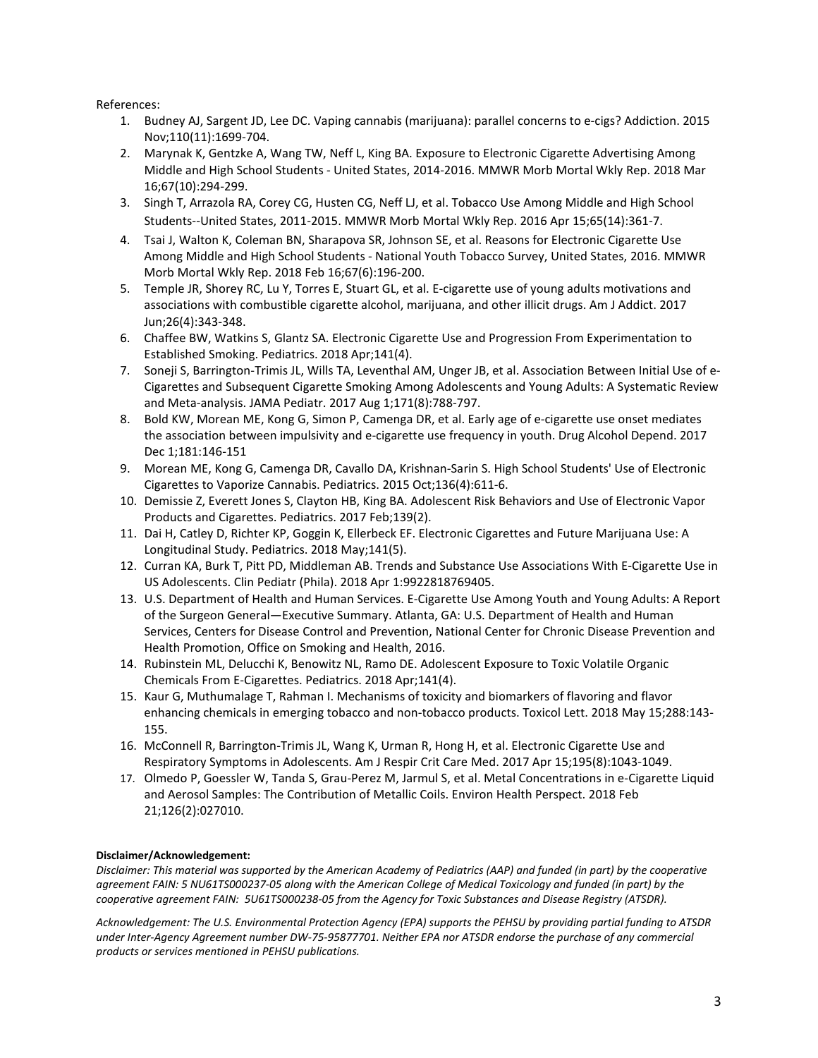References:

1. Budney AJ, Sargent JD, Lee DC. Vaping cannabis (marijuana): parallel concerns to e-cigs? Addiction. 2015 Nov;110(11):1699-704.
2. Marynak K, Gentzke A, Wang TW, Neff L, King BA. Exposure to Electronic Cigarette Advertising Among Middle and High School Students - United States, 2014-2016. MMWR Morb Mortal Wkly Rep. 2018 Mar 16;67(10):294-299.
3. Singh T, Arrazola RA, Corey CG, Husten CG, Neff LJ, et al. Tobacco Use Among Middle and High School Students--United States, 2011-2015. MMWR Morb Mortal Wkly Rep. 2016 Apr 15;65(14):361-7.
4. Tsai J, Walton K, Coleman BN, Sharapova SR, Johnson SE, et al. Reasons for Electronic Cigarette Use Among Middle and High School Students - National Youth Tobacco Survey, United States, 2016. MMWR Morb Mortal Wkly Rep. 2018 Feb 16;67(6):196-200.
5. Temple JR, Shorey RC, Lu Y, Torres E, Stuart GL, et al. E-cigarette use of young adults motivations and associations with combustible cigarette alcohol, marijuana, and other illicit drugs. Am J Addict. 2017 Jun;26(4):343-348.
6. Chaffee BW, Watkins S, Glantz SA. Electronic Cigarette Use and Progression From Experimentation to Established Smoking. Pediatrics. 2018 Apr;141(4).
7. Soneji S, Barrington-Trimis JL, Wills TA, Leventhal AM, Unger JB, et al. Association Between Initial Use of e-Cigarettes and Subsequent Cigarette Smoking Among Adolescents and Young Adults: A Systematic Review and Meta-analysis. JAMA Pediatr. 2017 Aug 1;171(8):788-797.
8. Bold KW, Morean ME, Kong G, Simon P, Camenga DR, et al. Early age of e-cigarette use onset mediates the association between impulsivity and e-cigarette use frequency in youth. Drug Alcohol Depend. 2017 Dec 1;181:146-151
9. Morean ME, Kong G, Camenga DR, Cavallo DA, Krishnan-Sarin S. High School Students' Use of Electronic Cigarettes to Vaporize Cannabis. Pediatrics. 2015 Oct;136(4):611-6.
10. Demissie Z, Everett Jones S, Clayton HB, King BA. Adolescent Risk Behaviors and Use of Electronic Vapor Products and Cigarettes. Pediatrics. 2017 Feb;139(2).
11. Dai H, Catley D, Richter KP, Goggin K, Ellerbeck EF. Electronic Cigarettes and Future Marijuana Use: A Longitudinal Study. Pediatrics. 2018 May;141(5).
12. Curran KA, Burk T, Pitt PD, Middleman AB. Trends and Substance Use Associations With E-Cigarette Use in US Adolescents. Clin Pediatr (Phila). 2018 Apr 1:9922818769405.
13. U.S. Department of Health and Human Services. E-Cigarette Use Among Youth and Young Adults: A Report of the Surgeon General—Executive Summary. Atlanta, GA: U.S. Department of Health and Human Services, Centers for Disease Control and Prevention, National Center for Chronic Disease Prevention and Health Promotion, Office on Smoking and Health, 2016.
14. Rubinstein ML, Delucchi K, Benowitz NL, Ramo DE. Adolescent Exposure to Toxic Volatile Organic Chemicals From E-Cigarettes. Pediatrics. 2018 Apr;141(4).
15. Kaur G, Muthumalage T, Rahman I. Mechanisms of toxicity and biomarkers of flavoring and flavor enhancing chemicals in emerging tobacco and non-tobacco products. Toxicol Lett. 2018 May 15;288:143-155.
16. McConnell R, Barrington-Trimis JL, Wang K, Urman R, Hong H, et al. Electronic Cigarette Use and Respiratory Symptoms in Adolescents. Am J Respir Crit Care Med. 2017 Apr 15;195(8):1043-1049.
17. Olmedo P, Goessler W, Tanda S, Grau-Perez M, Jarmul S, et al. Metal Concentrations in e-Cigarette Liquid and Aerosol Samples: The Contribution of Metallic Coils. Environ Health Perspect. 2018 Feb 21;126(2):027010.

**Disclaimer/Acknowledgement:**

*Disclaimer: This material was supported by the American Academy of Pediatrics (AAP) and funded (in part) by the cooperative agreement FAIN: 5 NU61TS000237-05 along with the American College of Medical Toxicology and funded (in part) by the cooperative agreement FAIN: 5U61TS000238-05 from the Agency for Toxic Substances and Disease Registry (ATSDR).*

*Acknowledgement: The U.S. Environmental Protection Agency (EPA) supports the PEHSU by providing partial funding to ATSDR under Inter-Agency Agreement number DW-75-95877701. Neither EPA nor ATSDR endorse the purchase of any commercial products or services mentioned in PEHSU publications.*